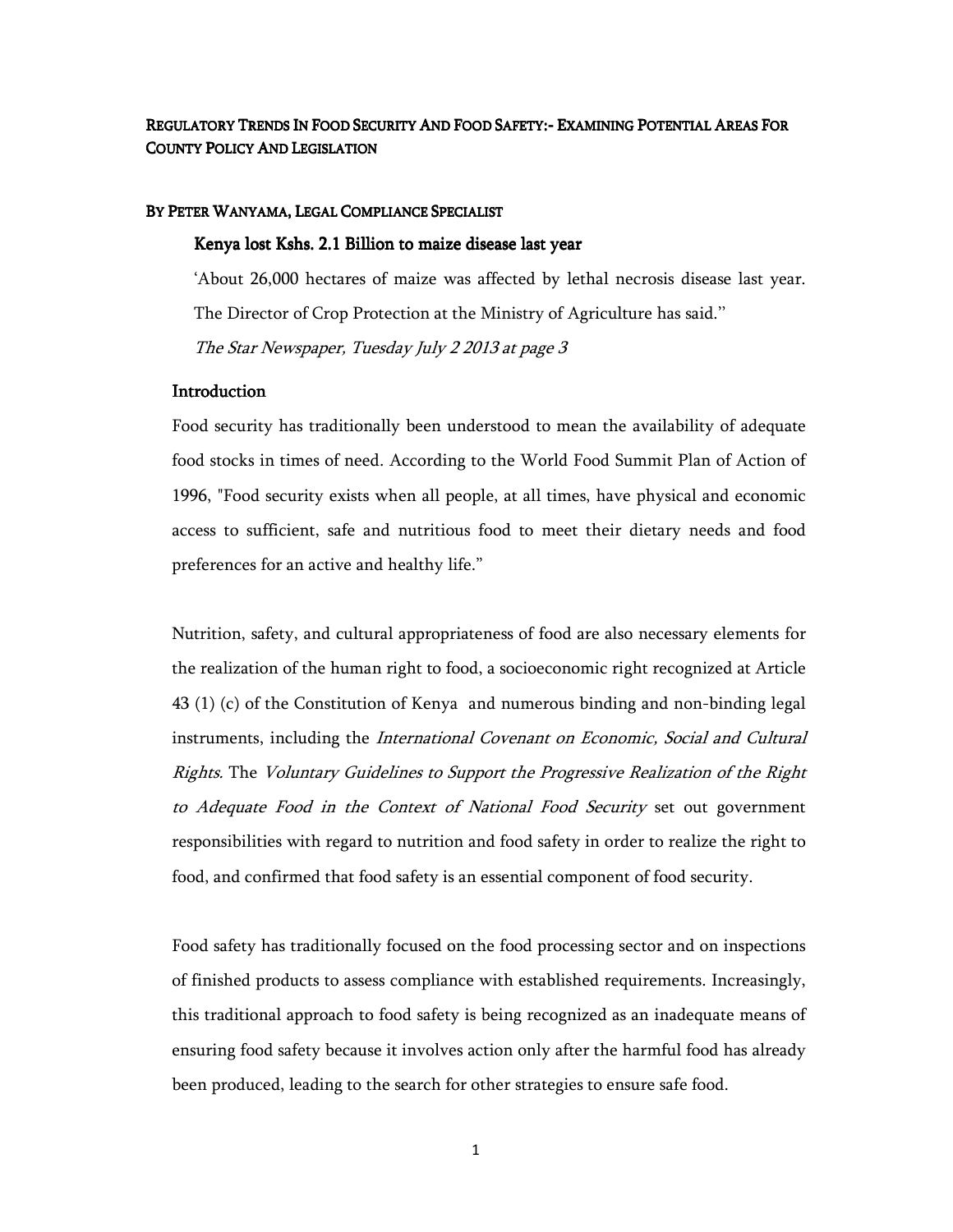# Regulatory Trends In Food Security And Food Safety:- Examining Potential Areas For County Policy And Legislation

By Peter Wanyama, Legal Compliance Specialist

**Kenya lost Kshs. 2.1 Billion to maize disease last year**

'About 26,000 hectares of maize was affected by lethal necrosis disease last year. The Director of Crop Protection at the Ministry of Agriculture has said.''

*The Star Newspaper, Tuesday July 2 2013 at page 3*

## Introduction

Food security has traditionally been understood to mean the availability of adequate food stocks in times of need. According to the World Food Summit Plan of Action of 1996, "Food security exists when all people, at all times, have physical and economic access to sufficient, safe and nutritious food to meet their dietary needs and food preferences for an active and healthy life."

Nutrition, safety, and cultural appropriateness of food are also necessary elements for the realization of the human right to food, a socioeconomic right recognized at Article 43 (1) (c) of the Constitution of Kenya and numerous binding and non-binding legal instruments, including the *International Covenant on Economic, Social and Cultural Rights.* The *Voluntary Guidelines to Support the Progressive Realization of the Right to Adequate Food in the Context of National Food Security* set out government responsibilities with regard to nutrition and food safety in order to realize the right to food, and confirmed that food safety is an essential component of food security.

Food safety has traditionally focused on the food processing sector and on inspections of finished products to assess compliance with established requirements. Increasingly, this traditional approach to food safety is being recognized as an inadequate means of ensuring food safety because it involves action only after the harmful food has already been produced, leading to the search for other strategies to ensure safe food.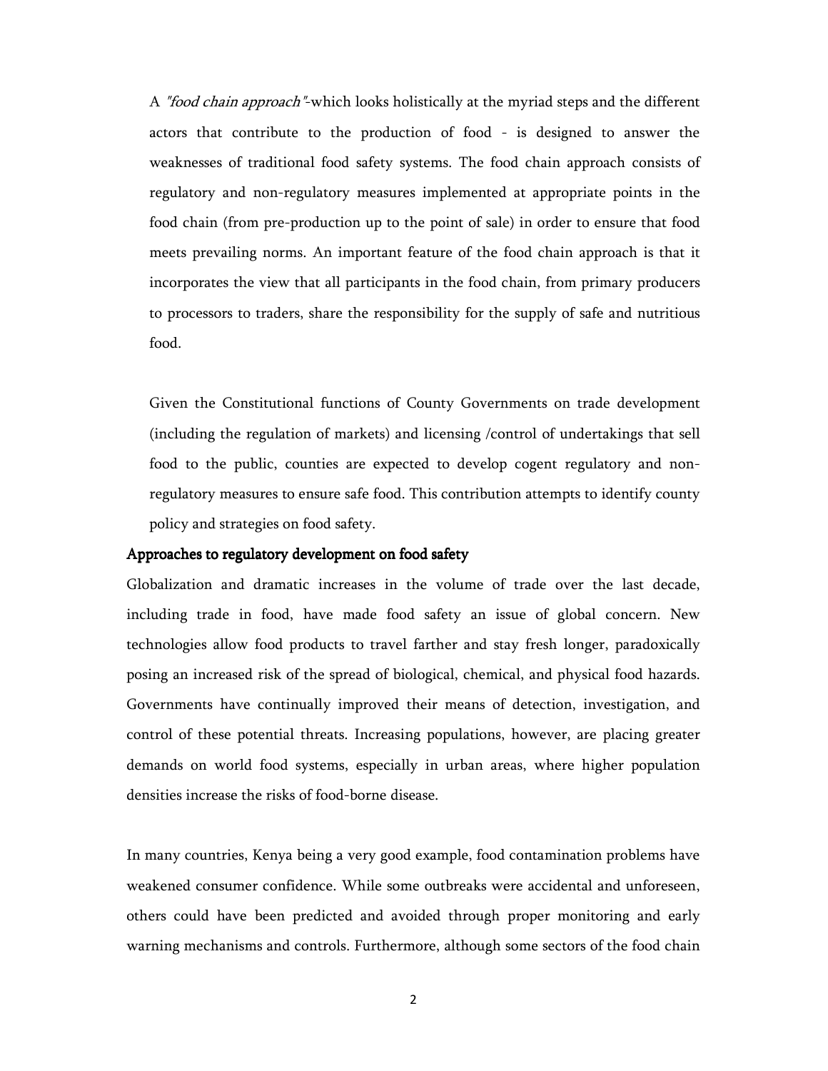A *"food chain approach"*-which looks holistically at the myriad steps and the different actors that contribute to the production of food - is designed to answer the weaknesses of traditional food safety systems. The food chain approach consists of regulatory and non-regulatory measures implemented at appropriate points in the food chain (from pre-production up to the point of sale) in order to ensure that food meets prevailing norms. An important feature of the food chain approach is that it incorporates the view that all participants in the food chain, from primary producers to processors to traders, share the responsibility for the supply of safe and nutritious food.

Given the Constitutional functions of County Governments on trade development (including the regulation of markets) and licensing /control of undertakings that sell food to the public, counties are expected to develop cogent regulatory and non-regulatory measures to ensure safe food. This contribution attempts to identify county policy and strategies on food safety.

## Approaches to regulatory development on food safety

Globalization and dramatic increases in the volume of trade over the last decade, including trade in food, have made food safety an issue of global concern. New technologies allow food products to travel farther and stay fresh longer, paradoxically posing an increased risk of the spread of biological, chemical, and physical food hazards. Governments have continually improved their means of detection, investigation, and control of these potential threats. Increasing populations, however, are placing greater demands on world food systems, especially in urban areas, where higher population densities increase the risks of food-borne disease.

In many countries, Kenya being a very good example, food contamination problems have weakened consumer confidence. While some outbreaks were accidental and unforeseen, others could have been predicted and avoided through proper monitoring and early warning mechanisms and controls. Furthermore, although some sectors of the food chain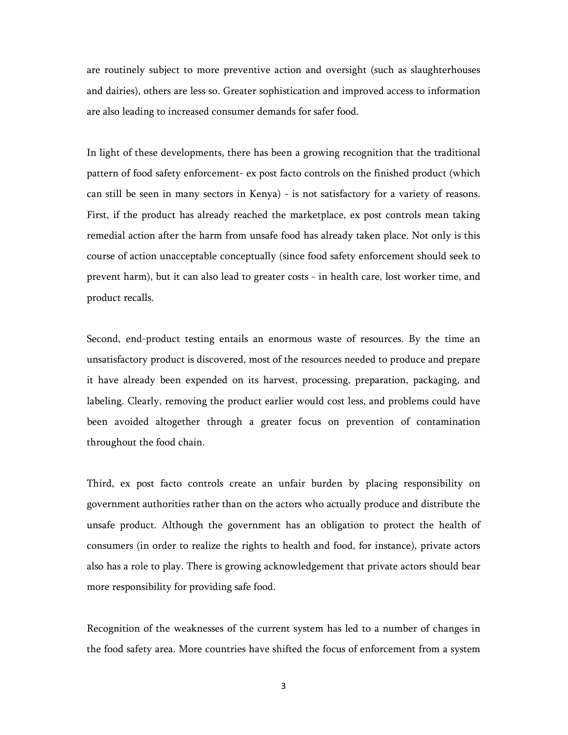are routinely subject to more preventive action and oversight (such as slaughterhouses and dairies), others are less so. Greater sophistication and improved access to information are also leading to increased consumer demands for safer food.

In light of these developments, there has been a growing recognition that the traditional pattern of food safety enforcement- ex post facto controls on the finished product (which can still be seen in many sectors in Kenya) - is not satisfactory for a variety of reasons. First, if the product has already reached the marketplace, ex post controls mean taking remedial action after the harm from unsafe food has already taken place. Not only is this course of action unacceptable conceptually (since food safety enforcement should seek to prevent harm), but it can also lead to greater costs - in health care, lost worker time, and product recalls.

Second, end-product testing entails an enormous waste of resources. By the time an unsatisfactory product is discovered, most of the resources needed to produce and prepare it have already been expended on its harvest, processing, preparation, packaging, and labeling. Clearly, removing the product earlier would cost less, and problems could have been avoided altogether through a greater focus on prevention of contamination throughout the food chain.

Third, ex post facto controls create an unfair burden by placing responsibility on government authorities rather than on the actors who actually produce and distribute the unsafe product. Although the government has an obligation to protect the health of consumers (in order to realize the rights to health and food, for instance), private actors also has a role to play. There is growing acknowledgement that private actors should bear more responsibility for providing safe food.

Recognition of the weaknesses of the current system has led to a number of changes in the food safety area. More countries have shifted the focus of enforcement from a system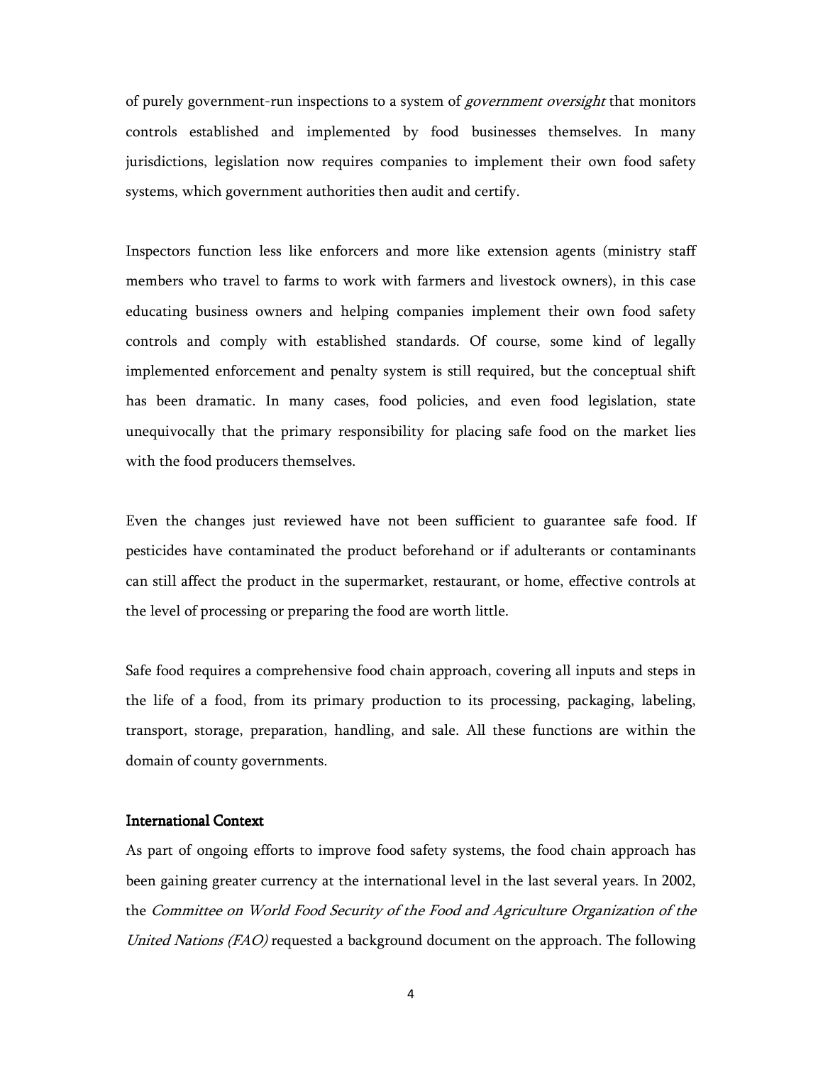of purely government-run inspections to a system of *government oversight* that monitors controls established and implemented by food businesses themselves. In many jurisdictions, legislation now requires companies to implement their own food safety systems, which government authorities then audit and certify.

Inspectors function less like enforcers and more like extension agents (ministry staff members who travel to farms to work with farmers and livestock owners), in this case educating business owners and helping companies implement their own food safety controls and comply with established standards. Of course, some kind of legally implemented enforcement and penalty system is still required, but the conceptual shift has been dramatic. In many cases, food policies, and even food legislation, state unequivocally that the primary responsibility for placing safe food on the market lies with the food producers themselves.

Even the changes just reviewed have not been sufficient to guarantee safe food. If pesticides have contaminated the product beforehand or if adulterants or contaminants can still affect the product in the supermarket, restaurant, or home, effective controls at the level of processing or preparing the food are worth little.

Safe food requires a comprehensive food chain approach, covering all inputs and steps in the life of a food, from its primary production to its processing, packaging, labeling, transport, storage, preparation, handling, and sale. All these functions are within the domain of county governments.

**International Context**

As part of ongoing efforts to improve food safety systems, the food chain approach has been gaining greater currency at the international level in the last several years. In 2002, the *Committee on World Food Security of the Food and Agriculture Organization of the United Nations (FAO)* requested a background document on the approach. The following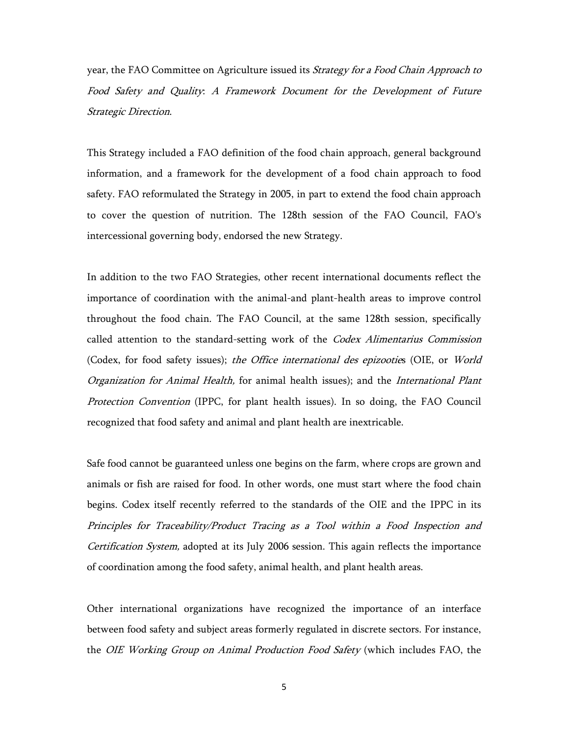year, the FAO Committee on Agriculture issued its *Strategy for a Food Chain Approach to Food Safety and Quality: A Framework Document for the Development of Future Strategic Direction*.

This Strategy included a FAO definition of the food chain approach, general background information, and a framework for the development of a food chain approach to food safety. FAO reformulated the Strategy in 2005, in part to extend the food chain approach to cover the question of nutrition. The 128th session of the FAO Council, FAO's intercessional governing body, endorsed the new Strategy.

In addition to the two FAO Strategies, other recent international documents reflect the importance of coordination with the animal-and plant-health areas to improve control throughout the food chain. The FAO Council, at the same 128th session, specifically called attention to the standard-setting work of the *Codex Alimentarius Commission* (Codex, for food safety issues); *the Office international des epizooties* (OIE, or *World Organization for Animal Health,* for animal health issues); and the *International Plant Protection Convention* (IPPC, for plant health issues). In so doing, the FAO Council recognized that food safety and animal and plant health are inextricable.

Safe food cannot be guaranteed unless one begins on the farm, where crops are grown and animals or fish are raised for food. In other words, one must start where the food chain begins. Codex itself recently referred to the standards of the OIE and the IPPC in its *Principles for Traceability/Product Tracing as a Tool within a Food Inspection and Certification System,* adopted at its July 2006 session. This again reflects the importance of coordination among the food safety, animal health, and plant health areas.

Other international organizations have recognized the importance of an interface between food safety and subject areas formerly regulated in discrete sectors. For instance, the *OIE Working Group on Animal Production Food Safety* (which includes FAO, the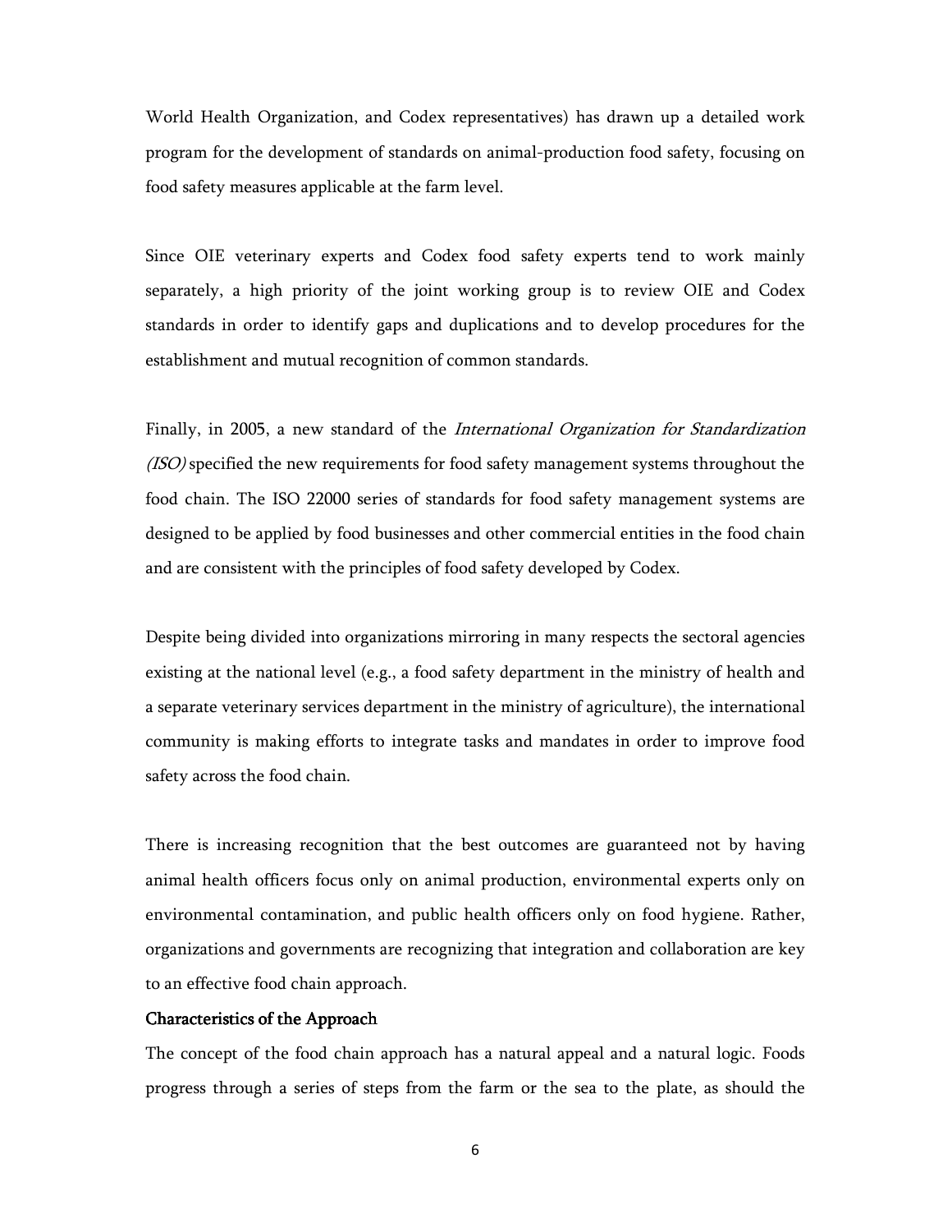World Health Organization, and Codex representatives) has drawn up a detailed work program for the development of standards on animal-production food safety, focusing on food safety measures applicable at the farm level.

Since OIE veterinary experts and Codex food safety experts tend to work mainly separately, a high priority of the joint working group is to review OIE and Codex standards in order to identify gaps and duplications and to develop procedures for the establishment and mutual recognition of common standards.

Finally, in 2005, a new standard of the *International Organization for Standardization (ISO)* specified the new requirements for food safety management systems throughout the food chain. The ISO 22000 series of standards for food safety management systems are designed to be applied by food businesses and other commercial entities in the food chain and are consistent with the principles of food safety developed by Codex.

Despite being divided into organizations mirroring in many respects the sectoral agencies existing at the national level (e.g., a food safety department in the ministry of health and a separate veterinary services department in the ministry of agriculture), the international community is making efforts to integrate tasks and mandates in order to improve food safety across the food chain.

There is increasing recognition that the best outcomes are guaranteed not by having animal health officers focus only on animal production, environmental experts only on environmental contamination, and public health officers only on food hygiene. Rather, organizations and governments are recognizing that integration and collaboration are key to an effective food chain approach.

**Characteristics of the Approach**

The concept of the food chain approach has a natural appeal and a natural logic. Foods progress through a series of steps from the farm or the sea to the plate, as should the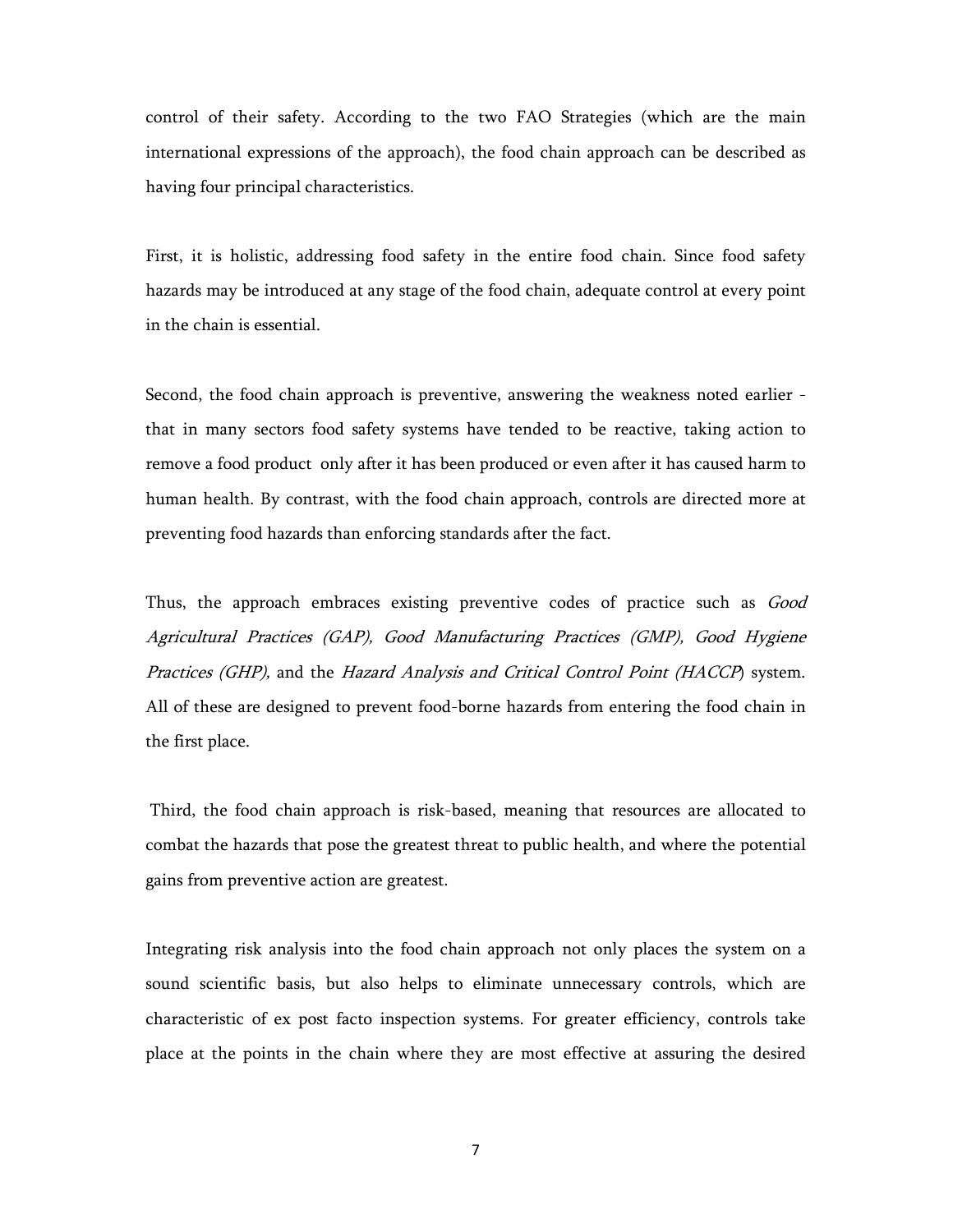control of their safety. According to the two FAO Strategies (which are the main international expressions of the approach), the food chain approach can be described as having four principal characteristics.

First, it is holistic, addressing food safety in the entire food chain. Since food safety hazards may be introduced at any stage of the food chain, adequate control at every point in the chain is essential.

Second, the food chain approach is preventive, answering the weakness noted earlier - that in many sectors food safety systems have tended to be reactive, taking action to remove a food product only after it has been produced or even after it has caused harm to human health. By contrast, with the food chain approach, controls are directed more at preventing food hazards than enforcing standards after the fact.

Thus, the approach embraces existing preventive codes of practice such as *Good Agricultural Practices (GAP), Good Manufacturing Practices (GMP), Good Hygiene Practices (GHP),* and the *Hazard Analysis and Critical Control Point (HACCP*) system. All of these are designed to prevent food-borne hazards from entering the food chain in the first place.

Third, the food chain approach is risk-based, meaning that resources are allocated to combat the hazards that pose the greatest threat to public health, and where the potential gains from preventive action are greatest.

Integrating risk analysis into the food chain approach not only places the system on a sound scientific basis, but also helps to eliminate unnecessary controls, which are characteristic of ex post facto inspection systems. For greater efficiency, controls take place at the points in the chain where they are most effective at assuring the desired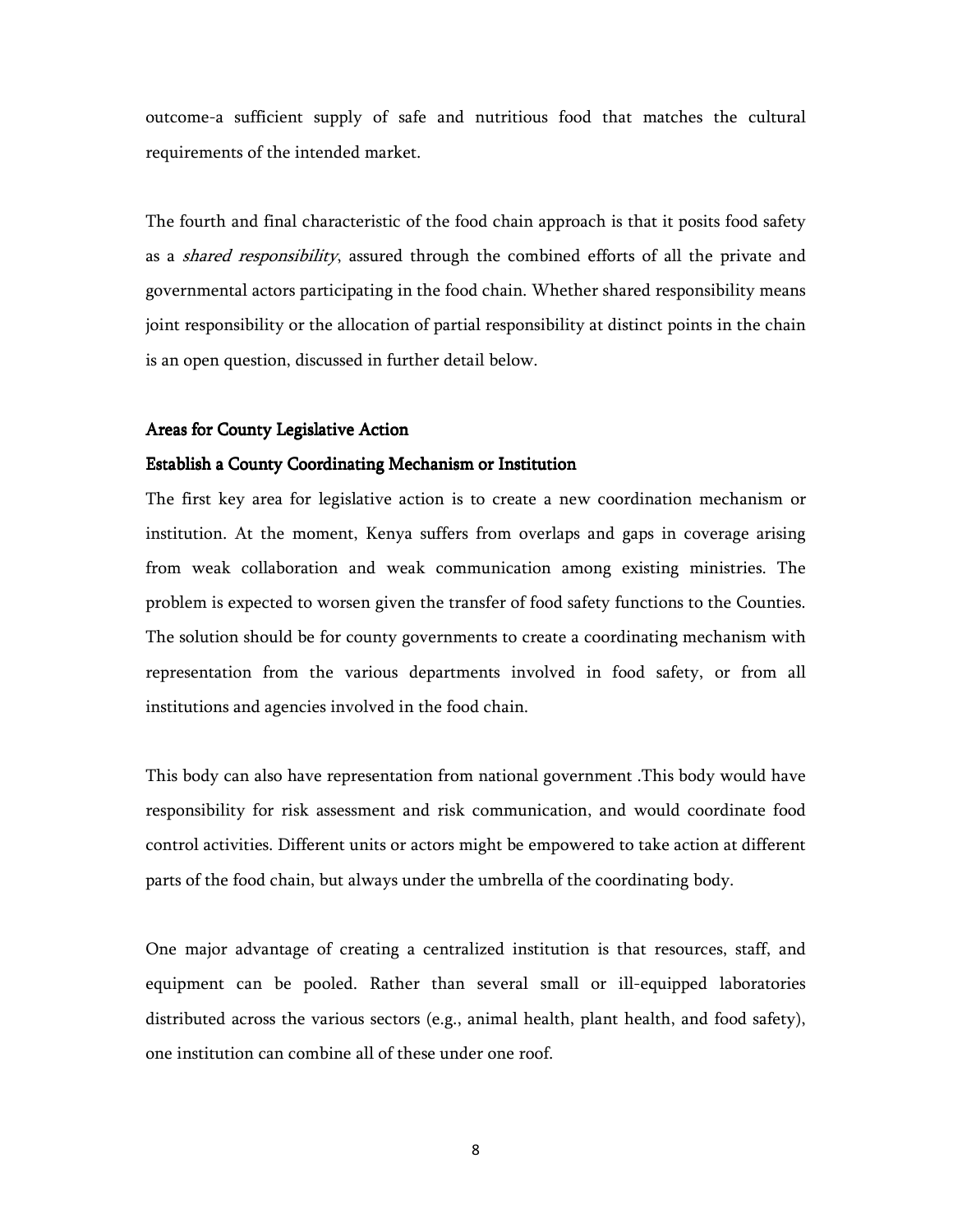outcome-a sufficient supply of safe and nutritious food that matches the cultural requirements of the intended market.

The fourth and final characteristic of the food chain approach is that it posits food safety as a *shared responsibility*, assured through the combined efforts of all the private and governmental actors participating in the food chain. Whether shared responsibility means joint responsibility or the allocation of partial responsibility at distinct points in the chain is an open question, discussed in further detail below.

## Areas for County Legislative Action

### Establish a County Coordinating Mechanism or Institution

The first key area for legislative action is to create a new coordination mechanism or institution. At the moment, Kenya suffers from overlaps and gaps in coverage arising from weak collaboration and weak communication among existing ministries. The problem is expected to worsen given the transfer of food safety functions to the Counties. The solution should be for county governments to create a coordinating mechanism with representation from the various departments involved in food safety, or from all institutions and agencies involved in the food chain.

This body can also have representation from national government .This body would have responsibility for risk assessment and risk communication, and would coordinate food control activities. Different units or actors might be empowered to take action at different parts of the food chain, but always under the umbrella of the coordinating body.

One major advantage of creating a centralized institution is that resources, staff, and equipment can be pooled. Rather than several small or ill-equipped laboratories distributed across the various sectors (e.g., animal health, plant health, and food safety), one institution can combine all of these under one roof.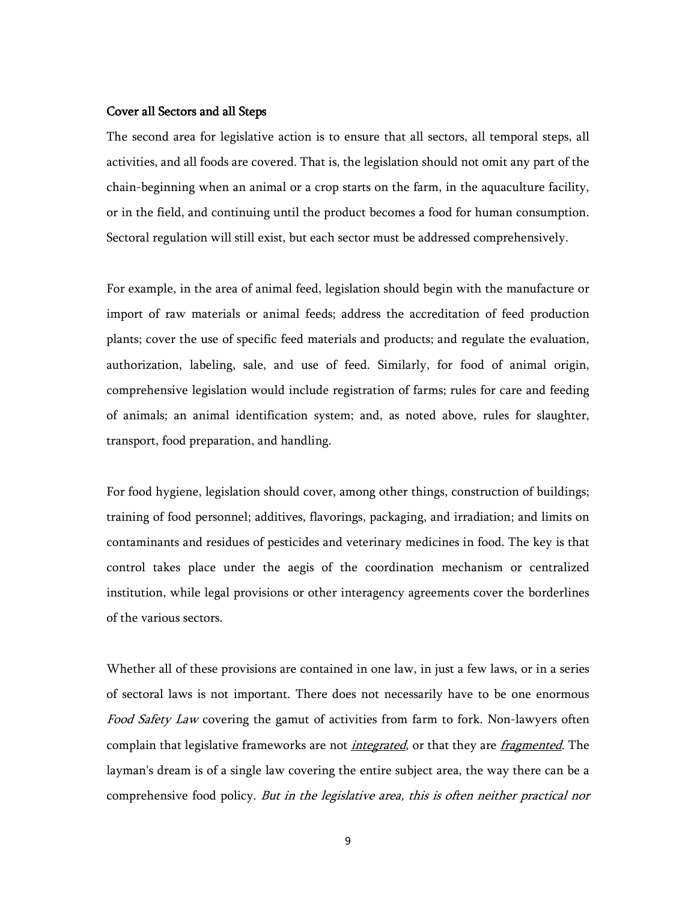### Cover all Sectors and all Steps

The second area for legislative action is to ensure that all sectors, all temporal steps, all activities, and all foods are covered. That is, the legislation should not omit any part of the chain-beginning when an animal or a crop starts on the farm, in the aquaculture facility, or in the field, and continuing until the product becomes a food for human consumption. Sectoral regulation will still exist, but each sector must be addressed comprehensively.

For example, in the area of animal feed, legislation should begin with the manufacture or import of raw materials or animal feeds; address the accreditation of feed production plants; cover the use of specific feed materials and products; and regulate the evaluation, authorization, labeling, sale, and use of feed. Similarly, for food of animal origin, comprehensive legislation would include registration of farms; rules for care and feeding of animals; an animal identification system; and, as noted above, rules for slaughter, transport, food preparation, and handling.

For food hygiene, legislation should cover, among other things, construction of buildings; training of food personnel; additives, flavorings, packaging, and irradiation; and limits on contaminants and residues of pesticides and veterinary medicines in food. The key is that control takes place under the aegis of the coordination mechanism or centralized institution, while legal provisions or other interagency agreements cover the borderlines of the various sectors.

Whether all of these provisions are contained in one law, in just a few laws, or in a series of sectoral laws is not important. There does not necessarily have to be one enormous *Food Safety Law* covering the gamut of activities from farm to fork. Non-lawyers often complain that legislative frameworks are not ***integrated***, or that they are ***fragmented***. The layman's dream is of a single law covering the entire subject area, the way there can be a comprehensive food policy. *But in the legislative area, this is often neither practical nor*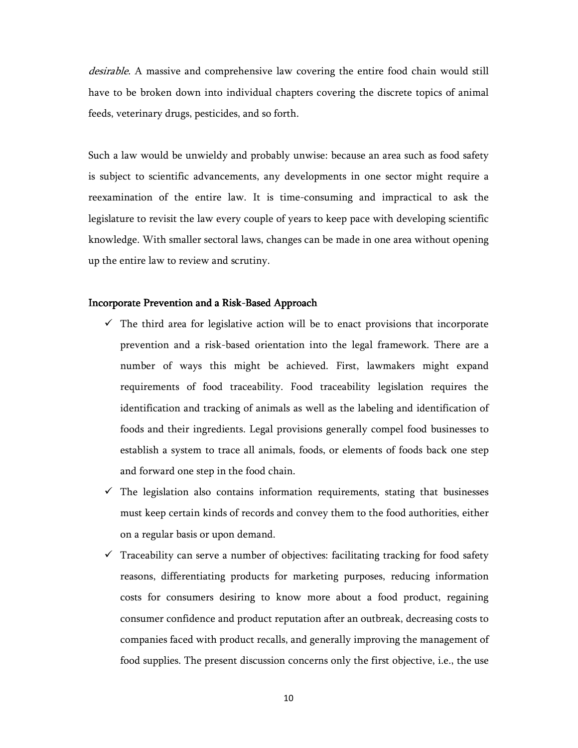*desirable*. A massive and comprehensive law covering the entire food chain would still have to be broken down into individual chapters covering the discrete topics of animal feeds, veterinary drugs, pesticides, and so forth.

Such a law would be unwieldy and probably unwise: because an area such as food safety is subject to scientific advancements, any developments in one sector might require a reexamination of the entire law. It is time-consuming and impractical to ask the legislature to revisit the law every couple of years to keep pace with developing scientific knowledge. With smaller sectoral laws, changes can be made in one area without opening up the entire law to review and scrutiny.

### Incorporate Prevention and a Risk-Based Approach

- ✓ The third area for legislative action will be to enact provisions that incorporate prevention and a risk-based orientation into the legal framework. There are a number of ways this might be achieved. First, lawmakers might expand requirements of food traceability. Food traceability legislation requires the identification and tracking of animals as well as the labeling and identification of foods and their ingredients. Legal provisions generally compel food businesses to establish a system to trace all animals, foods, or elements of foods back one step and forward one step in the food chain.
- ✓ The legislation also contains information requirements, stating that businesses must keep certain kinds of records and convey them to the food authorities, either on a regular basis or upon demand.
- ✓ Traceability can serve a number of objectives: facilitating tracking for food safety reasons, differentiating products for marketing purposes, reducing information costs for consumers desiring to know more about a food product, regaining consumer confidence and product reputation after an outbreak, decreasing costs to companies faced with product recalls, and generally improving the management of food supplies. The present discussion concerns only the first objective, i.e., the use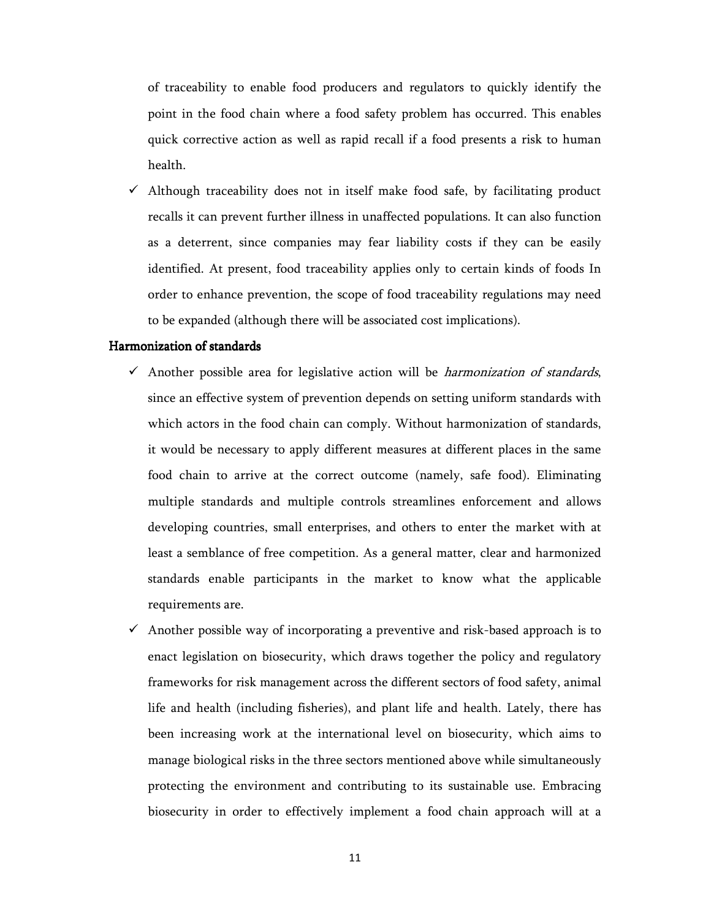of traceability to enable food producers and regulators to quickly identify the point in the food chain where a food safety problem has occurred. This enables quick corrective action as well as rapid recall if a food presents a risk to human health.

- ✓ Although traceability does not in itself make food safe, by facilitating product recalls it can prevent further illness in unaffected populations. It can also function as a deterrent, since companies may fear liability costs if they can be easily identified. At present, food traceability applies only to certain kinds of foods In order to enhance prevention, the scope of food traceability regulations may need to be expanded (although there will be associated cost implications).

**Harmonization of standards**

- ✓ Another possible area for legislative action will be *harmonization of standards*, since an effective system of prevention depends on setting uniform standards with which actors in the food chain can comply. Without harmonization of standards, it would be necessary to apply different measures at different places in the same food chain to arrive at the correct outcome (namely, safe food). Eliminating multiple standards and multiple controls streamlines enforcement and allows developing countries, small enterprises, and others to enter the market with at least a semblance of free competition. As a general matter, clear and harmonized standards enable participants in the market to know what the applicable requirements are.
- ✓ Another possible way of incorporating a preventive and risk-based approach is to enact legislation on biosecurity, which draws together the policy and regulatory frameworks for risk management across the different sectors of food safety, animal life and health (including fisheries), and plant life and health. Lately, there has been increasing work at the international level on biosecurity, which aims to manage biological risks in the three sectors mentioned above while simultaneously protecting the environment and contributing to its sustainable use. Embracing biosecurity in order to effectively implement a food chain approach will at a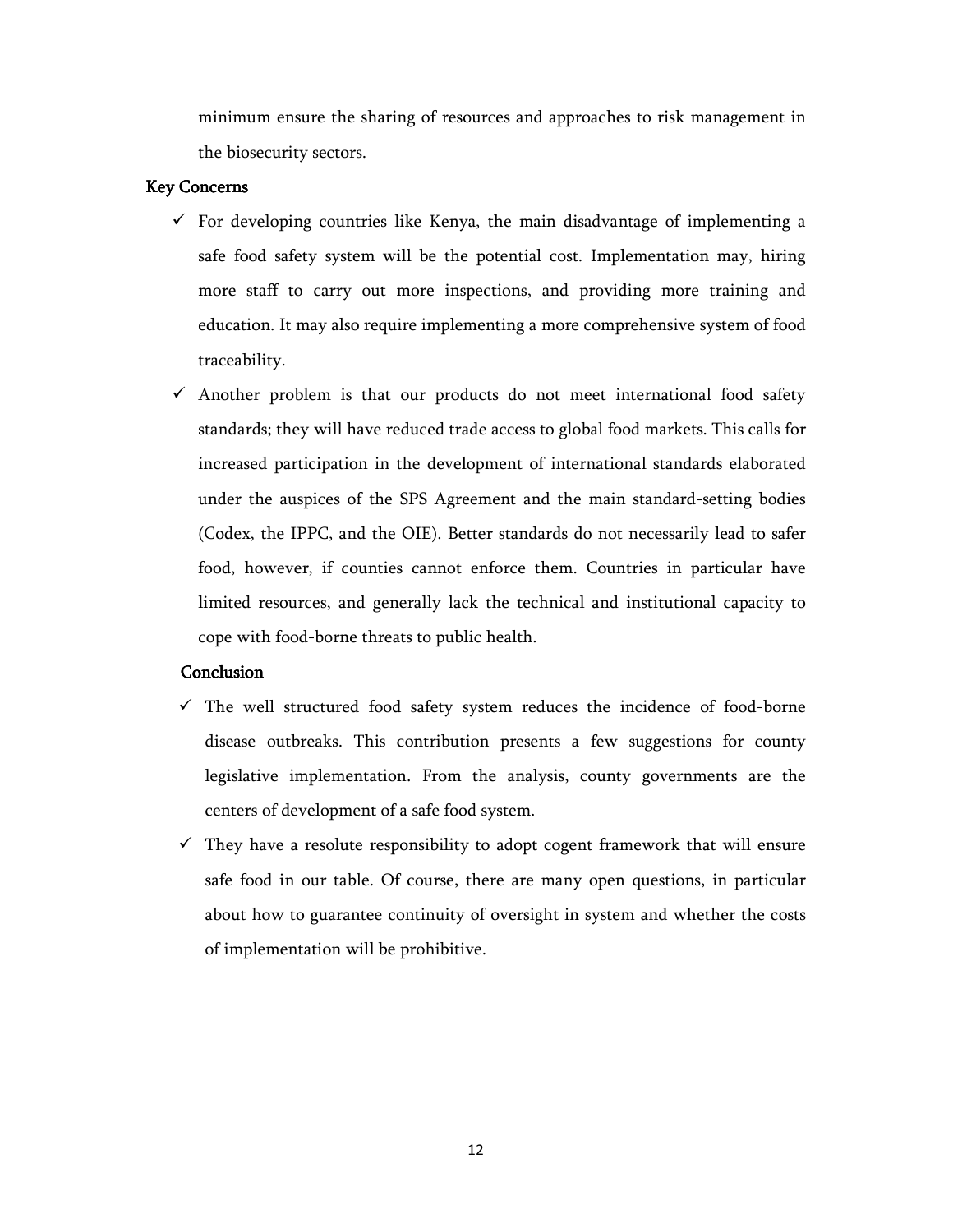minimum ensure the sharing of resources and approaches to risk management in the biosecurity sectors.

## Key Concerns

- ✓ For developing countries like Kenya, the main disadvantage of implementing a safe food safety system will be the potential cost. Implementation may, hiring more staff to carry out more inspections, and providing more training and education. It may also require implementing a more comprehensive system of food traceability.
- ✓ Another problem is that our products do not meet international food safety standards; they will have reduced trade access to global food markets. This calls for increased participation in the development of international standards elaborated under the auspices of the SPS Agreement and the main standard-setting bodies (Codex, the IPPC, and the OIE). Better standards do not necessarily lead to safer food, however, if counties cannot enforce them. Countries in particular have limited resources, and generally lack the technical and institutional capacity to cope with food-borne threats to public health.

## Conclusion

- ✓ The well structured food safety system reduces the incidence of food-borne disease outbreaks. This contribution presents a few suggestions for county legislative implementation. From the analysis, county governments are the centers of development of a safe food system.
- ✓ They have a resolute responsibility to adopt cogent framework that will ensure safe food in our table. Of course, there are many open questions, in particular about how to guarantee continuity of oversight in system and whether the costs of implementation will be prohibitive.